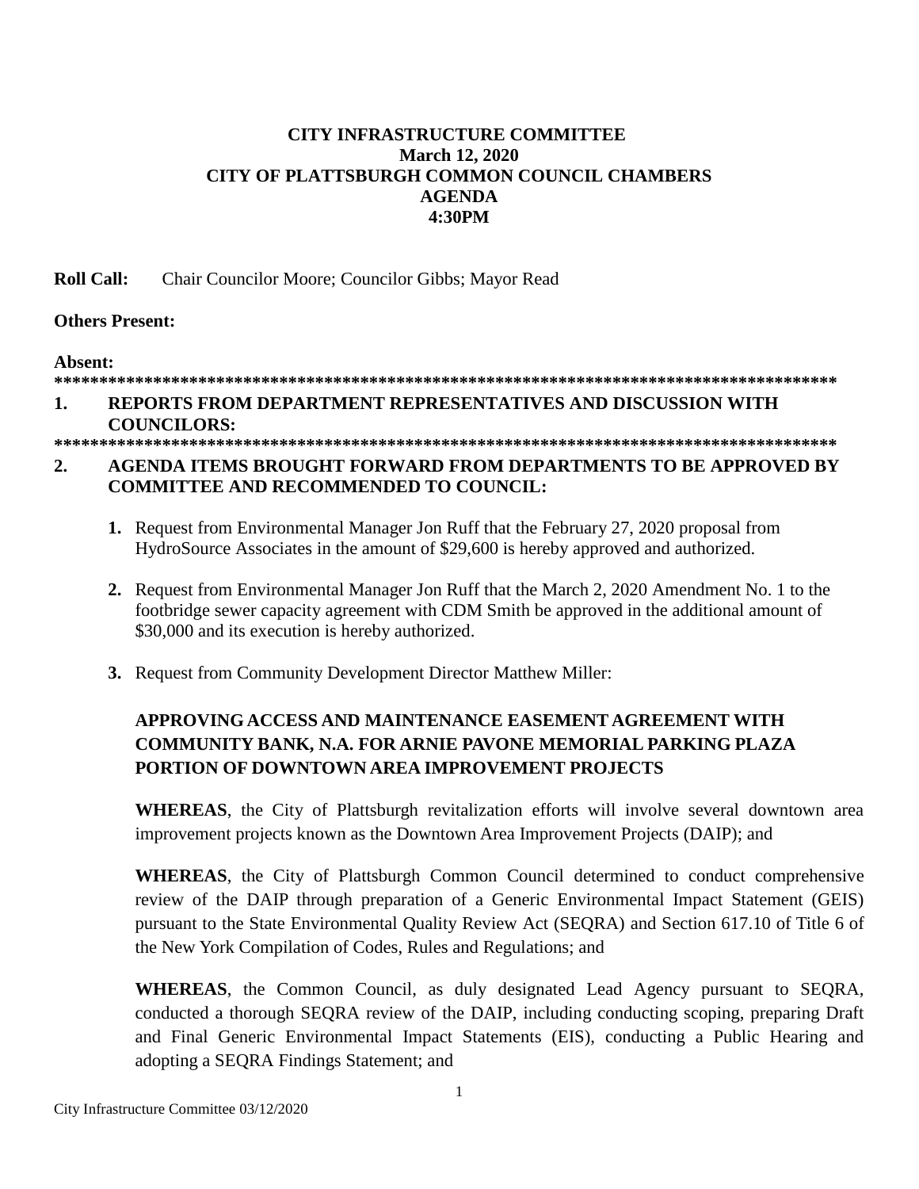**CITY INFRASTRUCTURE COMMITTEE**
**March 12, 2020**
**CITY OF PLATTSBURGH COMMON COUNCIL CHAMBERS**
**AGENDA**
**4:30PM**

**Roll Call:** Chair Councilor Moore; Councilor Gibbs; Mayor Read

**Others Present:**

**Absent:**

****************************************************************************************

**1. REPORTS FROM DEPARTMENT REPRESENTATIVES AND DISCUSSION WITH COUNCILORS:**

****************************************************************************************

**2. AGENDA ITEMS BROUGHT FORWARD FROM DEPARTMENTS TO BE APPROVED BY COMMITTEE AND RECOMMENDED TO COUNCIL:**

1. Request from Environmental Manager Jon Ruff that the February 27, 2020 proposal from HydroSource Associates in the amount of $29,600 is hereby approved and authorized.

2. Request from Environmental Manager Jon Ruff that the March 2, 2020 Amendment No. 1 to the footbridge sewer capacity agreement with CDM Smith be approved in the additional amount of $30,000 and its execution is hereby authorized.

3. Request from Community Development Director Matthew Miller:

**APPROVING ACCESS AND MAINTENANCE EASEMENT AGREEMENT WITH COMMUNITY BANK, N.A. FOR ARNIE PAVONE MEMORIAL PARKING PLAZA PORTION OF DOWNTOWN AREA IMPROVEMENT PROJECTS**

**WHEREAS**, the City of Plattsburgh revitalization efforts will involve several downtown area improvement projects known as the Downtown Area Improvement Projects (DAIP); and

**WHEREAS**, the City of Plattsburgh Common Council determined to conduct comprehensive review of the DAIP through preparation of a Generic Environmental Impact Statement (GEIS) pursuant to the State Environmental Quality Review Act (SEQRA) and Section 617.10 of Title 6 of the New York Compilation of Codes, Rules and Regulations; and

**WHEREAS**, the Common Council, as duly designated Lead Agency pursuant to SEQRA, conducted a thorough SEQRA review of the DAIP, including conducting scoping, preparing Draft and Final Generic Environmental Impact Statements (EIS), conducting a Public Hearing and adopting a SEQRA Findings Statement; and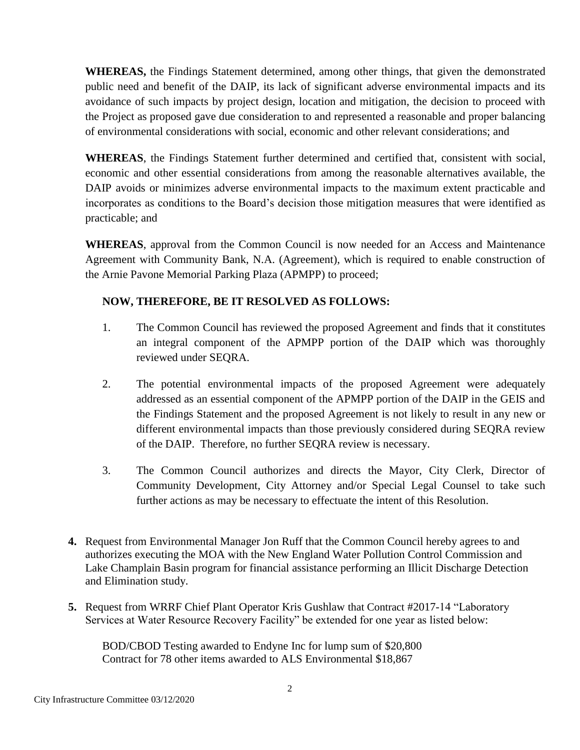**WHEREAS,** the Findings Statement determined, among other things, that given the demonstrated public need and benefit of the DAIP, its lack of significant adverse environmental impacts and its avoidance of such impacts by project design, location and mitigation, the decision to proceed with the Project as proposed gave due consideration to and represented a reasonable and proper balancing of environmental considerations with social, economic and other relevant considerations; and

**WHEREAS**, the Findings Statement further determined and certified that, consistent with social, economic and other essential considerations from among the reasonable alternatives available, the DAIP avoids or minimizes adverse environmental impacts to the maximum extent practicable and incorporates as conditions to the Board's decision those mitigation measures that were identified as practicable; and

**WHEREAS**, approval from the Common Council is now needed for an Access and Maintenance Agreement with Community Bank, N.A. (Agreement), which is required to enable construction of the Arnie Pavone Memorial Parking Plaza (APMPP) to proceed;

**NOW, THEREFORE, BE IT RESOLVED AS FOLLOWS:**

1. The Common Council has reviewed the proposed Agreement and finds that it constitutes an integral component of the APMPP portion of the DAIP which was thoroughly reviewed under SEQRA.

2. The potential environmental impacts of the proposed Agreement were adequately addressed as an essential component of the APMPP portion of the DAIP in the GEIS and the Findings Statement and the proposed Agreement is not likely to result in any new or different environmental impacts than those previously considered during SEQRA review of the DAIP. Therefore, no further SEQRA review is necessary.

3. The Common Council authorizes and directs the Mayor, City Clerk, Director of Community Development, City Attorney and/or Special Legal Counsel to take such further actions as may be necessary to effectuate the intent of this Resolution.

**4.** Request from Environmental Manager Jon Ruff that the Common Council hereby agrees to and authorizes executing the MOA with the New England Water Pollution Control Commission and Lake Champlain Basin program for financial assistance performing an Illicit Discharge Detection and Elimination study.

**5.** Request from WRRF Chief Plant Operator Kris Gushlaw that Contract #2017-14 "Laboratory Services at Water Resource Recovery Facility" be extended for one year as listed below:

BOD/CBOD Testing awarded to Endyne Inc for lump sum of $20,800
Contract for 78 other items awarded to ALS Environmental $18,867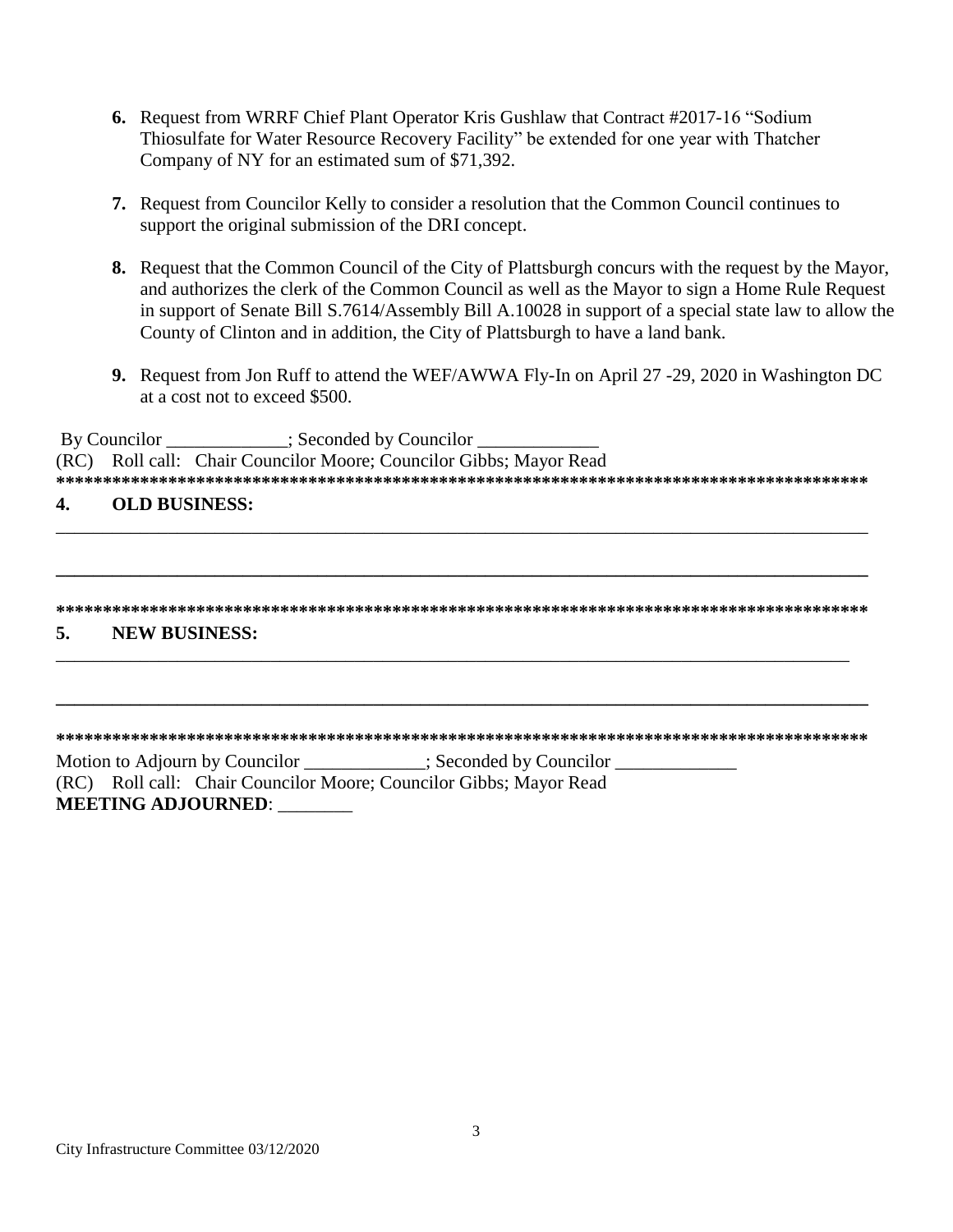6. Request from WRRF Chief Plant Operator Kris Gushlaw that Contract #2017-16 "Sodium Thiosulfate for Water Resource Recovery Facility" be extended for one year with Thatcher Company of NY for an estimated sum of $71,392.

7. Request from Councilor Kelly to consider a resolution that the Common Council continues to support the original submission of the DRI concept.

8. Request that the Common Council of the City of Plattsburgh concurs with the request by the Mayor, and authorizes the clerk of the Common Council as well as the Mayor to sign a Home Rule Request in support of Senate Bill S.7614/Assembly Bill A.10028 in support of a special state law to allow the County of Clinton and in addition, the City of Plattsburgh to have a land bank.

9. Request from Jon Ruff to attend the WEF/AWWA Fly-In on April 27 -29, 2020 in Washington DC at a cost not to exceed $500.

By Councilor _____________; Seconded by Councilor _____________
(RC) Roll call: Chair Councilor Moore; Councilor Gibbs; Mayor Read

*****************************************************************************************

## 4. OLD BUSINESS:

___________________________________________________________________________________

___________________________________________________________________________________

*****************************************************************************************

## 5. NEW BUSINESS:

___________________________________________________________________________________

___________________________________________________________________________________

*****************************************************************************************

Motion to Adjourn by Councilor _____________; Seconded by Councilor _____________
(RC) Roll call: Chair Councilor Moore; Councilor Gibbs; Mayor Read
**MEETING ADJOURNED**: ________

City Infrastructure Committee 03/12/2020